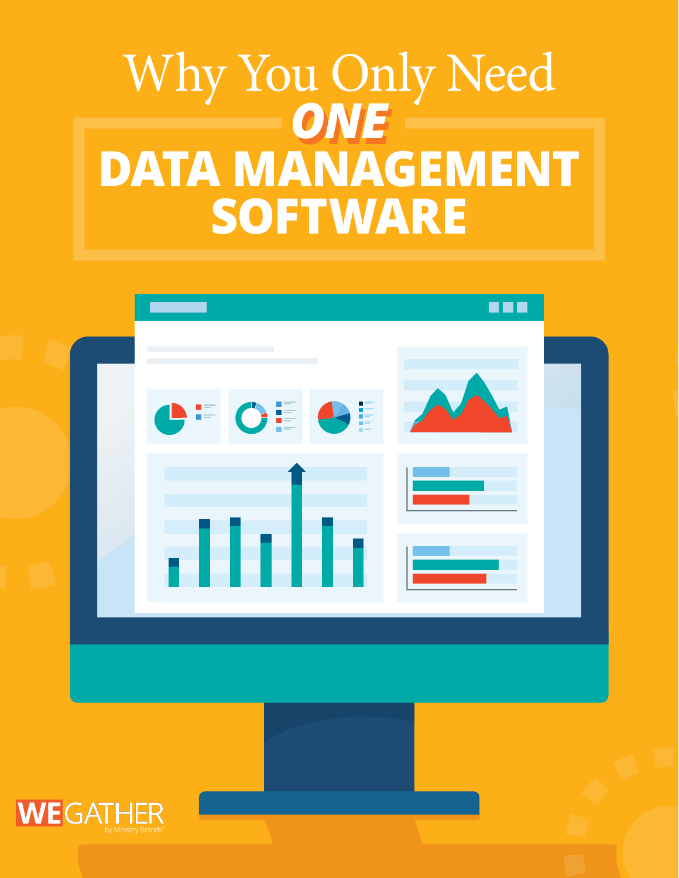# Why You Only Need ONE DATA MANAGEMENT SOFTWARE

WEGATHER

by Ministry Brands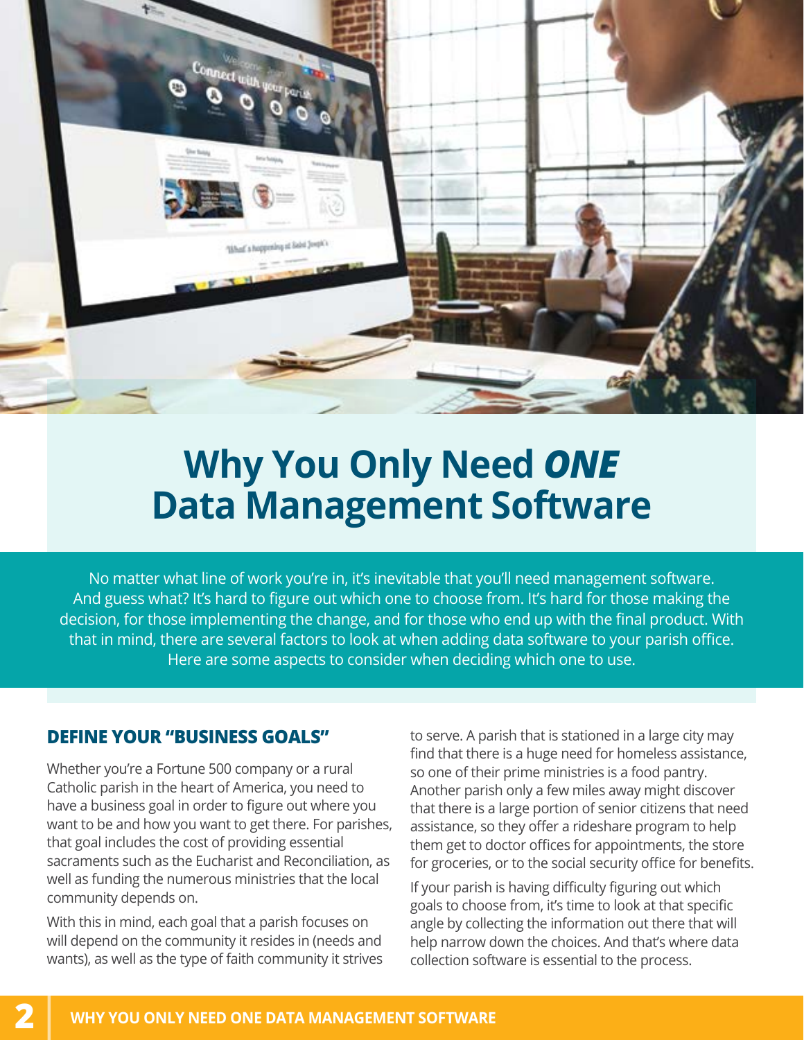# Why You Only Need *ONE* Data Management Software

No matter what line of work you're in, it's inevitable that you'll need management software. And guess what? It's hard to figure out which one to choose from. It's hard for those making the decision, for those implementing the change, and for those who end up with the final product. With that in mind, there are several factors to look at when adding data software to your parish office. Here are some aspects to consider when deciding which one to use.

## DEFINE YOUR "BUSINESS GOALS"

Whether you're a Fortune 500 company or a rural Catholic parish in the heart of America, you need to have a business goal in order to figure out where you want to be and how you want to get there. For parishes, that goal includes the cost of providing essential sacraments such as the Eucharist and Reconciliation, as well as funding the numerous ministries that the local community depends on.

With this in mind, each goal that a parish focuses on will depend on the community it resides in (needs and wants), as well as the type of faith community it strives to serve. A parish that is stationed in a large city may find that there is a huge need for homeless assistance, so one of their prime ministries is a food pantry. Another parish only a few miles away might discover that there is a large portion of senior citizens that need assistance, so they offer a rideshare program to help them get to doctor offices for appointments, the store for groceries, or to the social security office for benefits.

If your parish is having difficulty figuring out which goals to choose from, it's time to look at that specific angle by collecting the information out there that will help narrow down the choices. And that's where data collection software is essential to the process.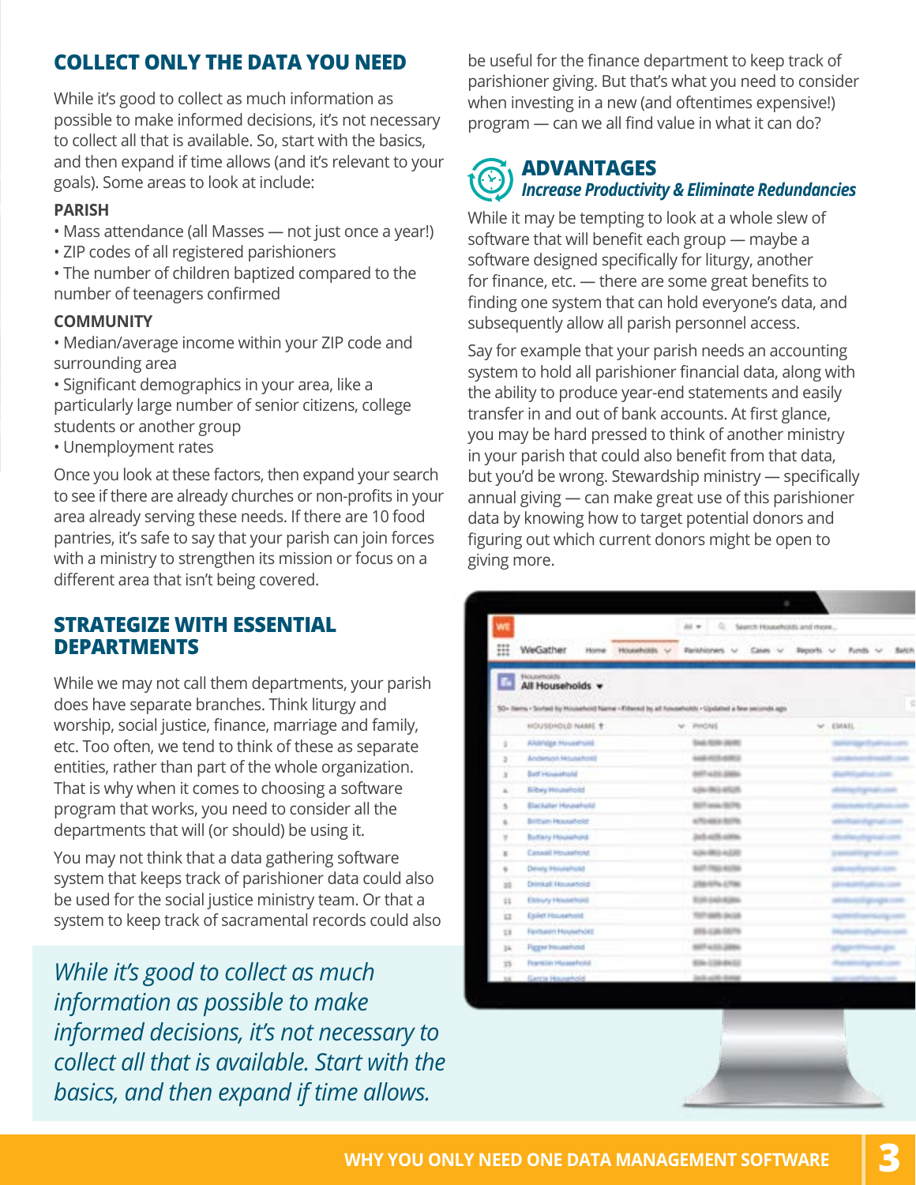## COLLECT ONLY THE DATA YOU NEED

While it's good to collect as much information as possible to make informed decisions, it's not necessary to collect all that is available. So, start with the basics, and then expand if time allows (and it's relevant to your goals). Some areas to look at include:

### PARISH

- Mass attendance (all Masses — not just once a year!)
- ZIP codes of all registered parishioners
- The number of children baptized compared to the number of teenagers confirmed

### COMMUNITY

- Median/average income within your ZIP code and surrounding area
- Significant demographics in your area, like a particularly large number of senior citizens, college students or another group
- Unemployment rates

Once you look at these factors, then expand your search to see if there are already churches or non-profits in your area already serving these needs. If there are 10 food pantries, it's safe to say that your parish can join forces with a ministry to strengthen its mission or focus on a different area that isn't being covered.

## STRATEGIZE WITH ESSENTIAL DEPARTMENTS

While we may not call them departments, your parish does have separate branches. Think liturgy and worship, social justice, finance, marriage and family, etc. Too often, we tend to think of these as separate entities, rather than part of the whole organization. That is why when it comes to choosing a software program that works, you need to consider all the departments that will (or should) be using it.

You may not think that a data gathering software system that keeps track of parishioner data could also be used for the social justice ministry team. Or that a system to keep track of sacramental records could also be useful for the finance department to keep track of parishioner giving. But that's what you need to consider when investing in a new (and oftentimes expensive!) program — can we all find value in what it can do?

*While it's good to collect as much information as possible to make informed decisions, it's not necessary to collect all that is available. Start with the basics, and then expand if time allows.*

## ADVANTAGES

***Increase Productivity & Eliminate Redundancies***

While it may be tempting to look at a whole slew of software that will benefit each group — maybe a software designed specifically for liturgy, another for finance, etc. — there are some great benefits to finding one system that can hold everyone's data, and subsequently allow all parish personnel access.

Say for example that your parish needs an accounting system to hold all parishioner financial data, along with the ability to produce year-end statements and easily transfer in and out of bank accounts. At first glance, you may be hard pressed to think of another ministry in your parish that could also benefit from that data, but you'd be wrong. Stewardship ministry — specifically annual giving — can make great use of this parishioner data by knowing how to target potential donors and figuring out which current donors might be open to giving more.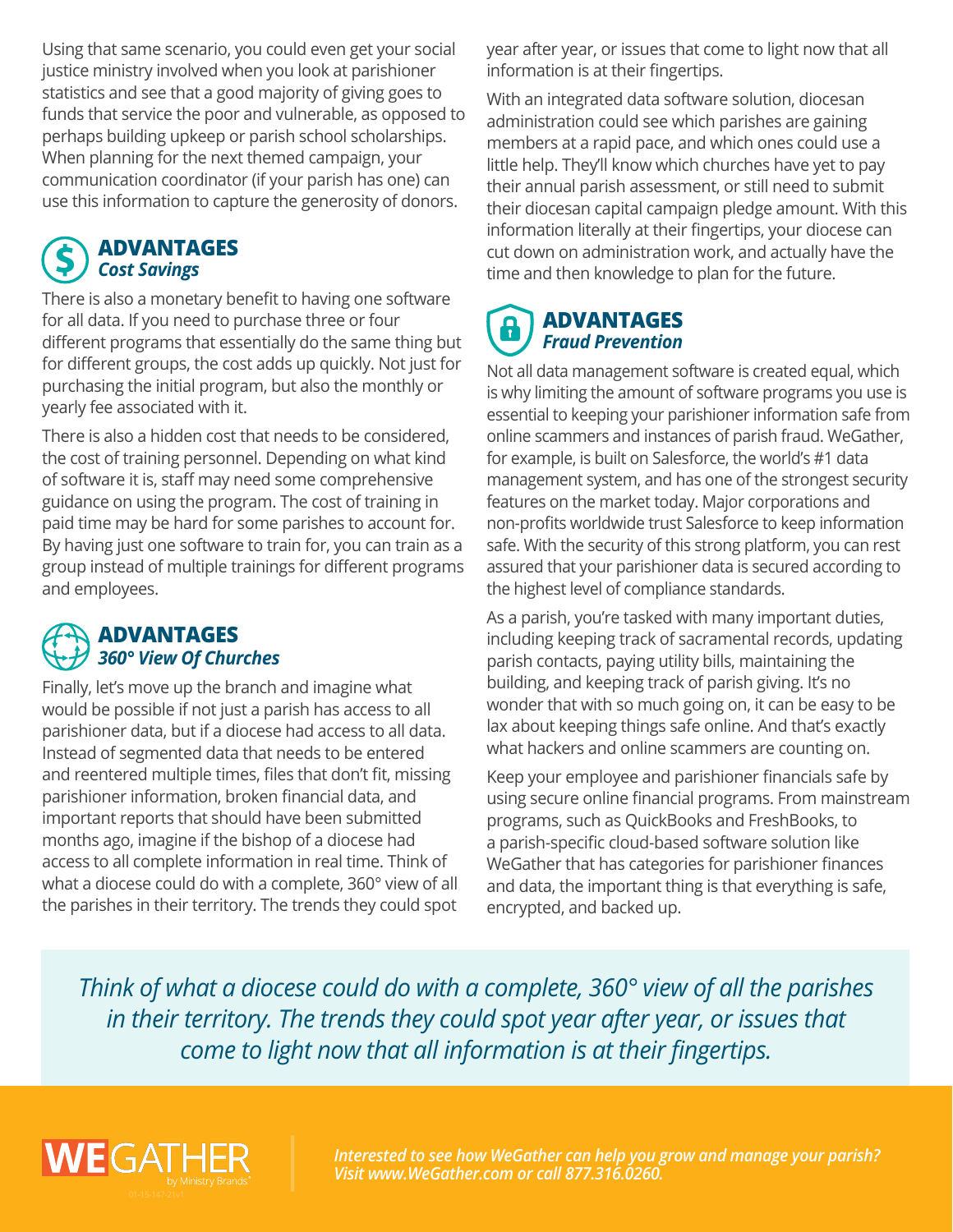Using that same scenario, you could even get your social justice ministry involved when you look at parishioner statistics and see that a good majority of giving goes to funds that service the poor and vulnerable, as opposed to perhaps building upkeep or parish school scholarships. When planning for the next themed campaign, your communication coordinator (if your parish has one) can use this information to capture the generosity of donors.

## ADVANTAGES
### *Cost Savings*

There is also a monetary benefit to having one software for all data. If you need to purchase three or four different programs that essentially do the same thing but for different groups, the cost adds up quickly. Not just for purchasing the initial program, but also the monthly or yearly fee associated with it.

There is also a hidden cost that needs to be considered, the cost of training personnel. Depending on what kind of software it is, staff may need some comprehensive guidance on using the program. The cost of training in paid time may be hard for some parishes to account for. By having just one software to train for, you can train as a group instead of multiple trainings for different programs and employees.

## ADVANTAGES
### *360° View Of Churches*

Finally, let's move up the branch and imagine what would be possible if not just a parish has access to all parishioner data, but if a diocese had access to all data. Instead of segmented data that needs to be entered and reentered multiple times, files that don't fit, missing parishioner information, broken financial data, and important reports that should have been submitted months ago, imagine if the bishop of a diocese had access to all complete information in real time. Think of what a diocese could do with a complete, 360° view of all the parishes in their territory. The trends they could spot year after year, or issues that come to light now that all information is at their fingertips.

With an integrated data software solution, diocesan administration could see which parishes are gaining members at a rapid pace, and which ones could use a little help. They'll know which churches have yet to pay their annual parish assessment, or still need to submit their diocesan capital campaign pledge amount. With this information literally at their fingertips, your diocese can cut down on administration work, and actually have the time and then knowledge to plan for the future.

## ADVANTAGES
### *Fraud Prevention*

Not all data management software is created equal, which is why limiting the amount of software programs you use is essential to keeping your parishioner information safe from online scammers and instances of parish fraud. WeGather, for example, is built on Salesforce, the world's #1 data management system, and has one of the strongest security features on the market today. Major corporations and non-profits worldwide trust Salesforce to keep information safe. With the security of this strong platform, you can rest assured that your parishioner data is secured according to the highest level of compliance standards.

As a parish, you're tasked with many important duties, including keeping track of sacramental records, updating parish contacts, paying utility bills, maintaining the building, and keeping track of parish giving. It's no wonder that with so much going on, it can be easy to be lax about keeping things safe online. And that's exactly what hackers and online scammers are counting on.

Keep your employee and parishioner financials safe by using secure online financial programs. From mainstream programs, such as QuickBooks and FreshBooks, to a parish-specific cloud-based software solution like WeGather that has categories for parishioner finances and data, the important thing is that everything is safe, encrypted, and backed up.

*Think of what a diocese could do with a complete, 360° view of all the parishes in their territory. The trends they could spot year after year, or issues that come to light now that all information is at their fingertips.*

WEGATHER by Ministry Brands

***Interested to see how WeGather can help you grow and manage your parish? Visit www.WeGather.com or call 877.316.0260.***